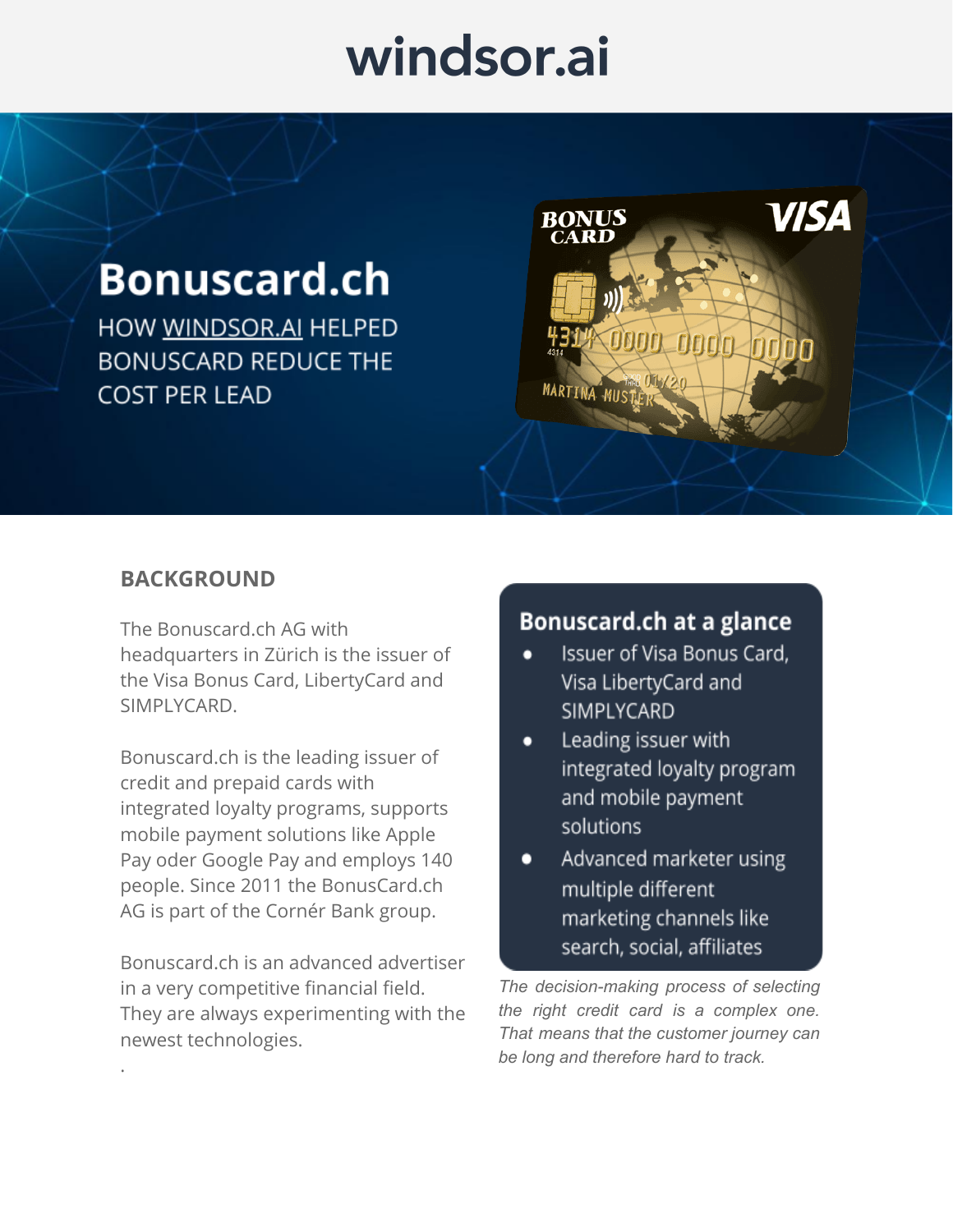# windsor.ai

# Bonuscard.ch

HOW WINDSOR.AI HELPED BONUSCARD REDUCE THE COST PER LEAD

## BACKGROUND

The Bonuscard.ch AG with headquarters in Zürich is the issuer of the Visa Bonus Card, LibertyCard and SIMPLYCARD.

Bonuscard.ch is the leading issuer of credit and prepaid cards with integrated loyalty programs, supports mobile payment solutions like Apple Pay oder Google Pay and employs 140 people. Since 2011 the BonusCard.ch AG is part of the Cornér Bank group.

Bonuscard.ch is an advanced advertiser in a very competitive financial field. They are always experimenting with the newest technologies.

### Bonuscard.ch at a glance

- Issuer of Visa Bonus Card, Visa LibertyCard and SIMPLYCARD
- Leading issuer with integrated loyalty program and mobile payment solutions
- Advanced marketer using multiple different marketing channels like search, social, affiliates

*The decision-making process of selecting the right credit card is a complex one. That means that the customer journey can be long and therefore hard to track.*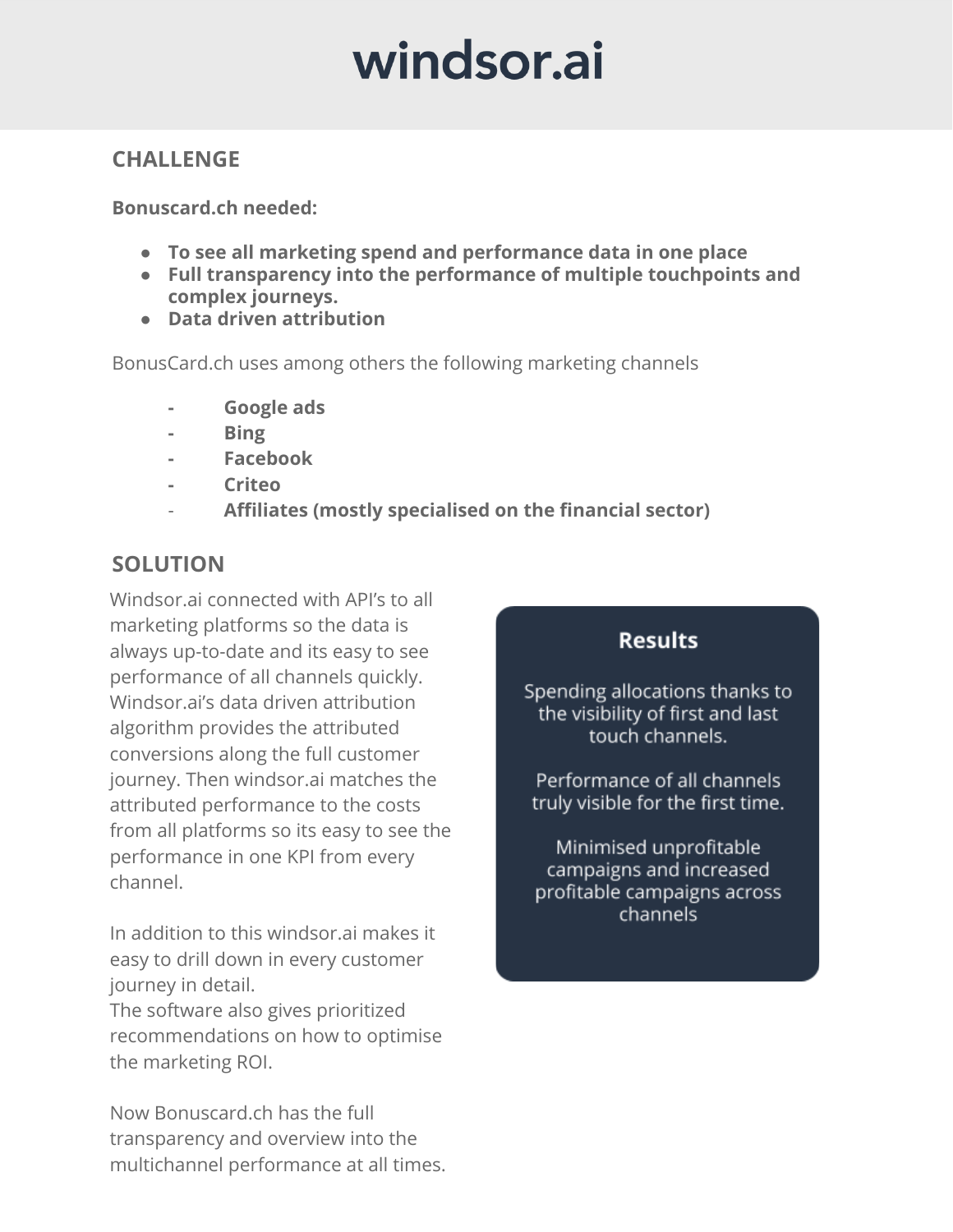# windsor.ai

## CHALLENGE

**Bonuscard.ch needed:**

- **To see all marketing spend and performance data in one place**
- **Full transparency into the performance of multiple touchpoints and complex journeys.**
- **Data driven attribution**

BonusCard.ch uses among others the following marketing channels

- **Google ads**
- **Bing**
- **Facebook**
- **Criteo**
- **Affiliates (mostly specialised on the financial sector)**

## SOLUTION

Windsor.ai connected with API's to all marketing platforms so the data is always up-to-date and its easy to see performance of all channels quickly. Windsor.ai's data driven attribution algorithm provides the attributed conversions along the full customer journey. Then windsor.ai matches the attributed performance to the costs from all platforms so its easy to see the performance in one KPI from every channel.

In addition to this windsor.ai makes it easy to drill down in every customer journey in detail.
The software also gives prioritized recommendations on how to optimise the marketing ROI.

Now Bonuscard.ch has the full transparency and overview into the multichannel performance at all times.

### Results

Spending allocations thanks to the visibility of first and last touch channels.

Performance of all channels truly visible for the first time.

Minimised unprofitable campaigns and increased profitable campaigns across channels